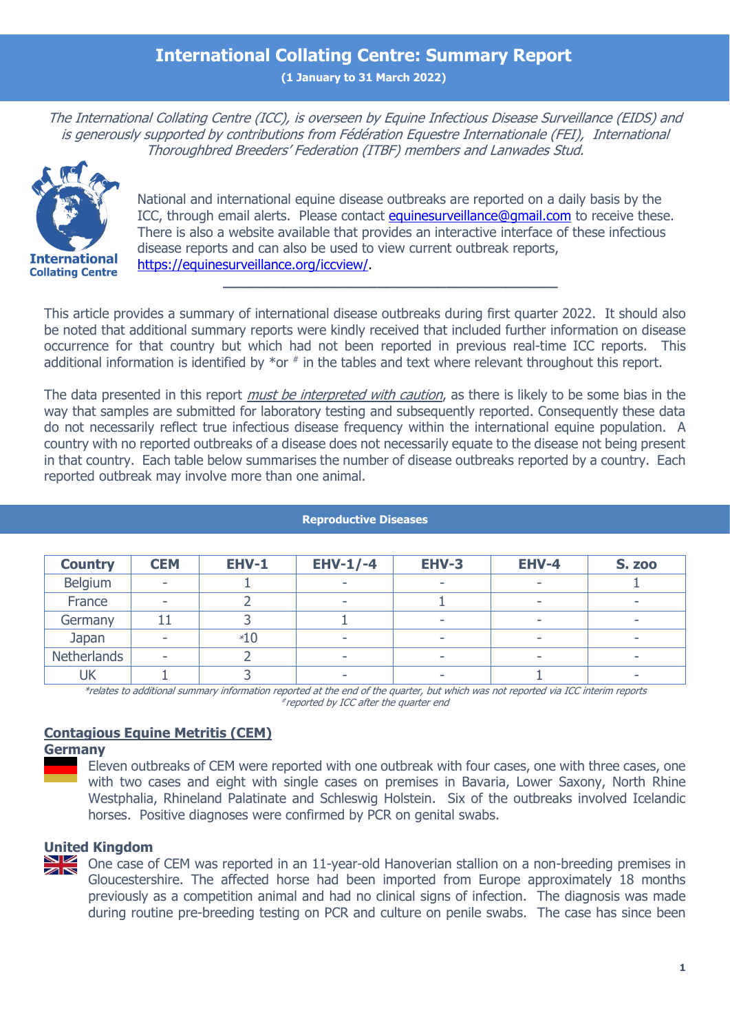# International Collating Centre: Summary Report

**(1 January to 31 March 2022)**

*The International Collating Centre (ICC), is overseen by Equine Infectious Disease Surveillance (EIDS) and is generously supported by contributions from Fédération Equestre Internationale (FEI), International Thoroughbred Breeders' Federation (ITBF) members and Lanwades Stud.*

National and international equine disease outbreaks are reported on a daily basis by the ICC, through email alerts. Please contact [equinesurveillance@gmail.com](mailto:equinesurveillance@gmail.com) to receive these. There is also a website available that provides an interactive interface of these infectious disease reports and can also be used to view current outbreak reports, [https://equinesurveillance.org/iccview/](https://equinesurveillance.org/iccview/).

---

This article provides a summary of international disease outbreaks during first quarter 2022. It should also be noted that additional summary reports were kindly received that included further information on disease occurrence for that country but which had not been reported in previous real-time ICC reports. This additional information is identified by *or # in the tables and text where relevant throughout this report.

The data presented in this report *must be interpreted with caution*, as there is likely to be some bias in the way that samples are submitted for laboratory testing and subsequently reported. Consequently these data do not necessarily reflect true infectious disease frequency within the international equine population. A country with no reported outbreaks of a disease does not necessarily equate to the disease not being present in that country. Each table below summarises the number of disease outbreaks reported by a country. Each reported outbreak may involve more than one animal.

## Reproductive Diseases

| Country | CEM | EHV-1 | EHV-1/-4 | EHV-3 | EHV-4 | S. zoo |
|---|---|---|---|---|---|---|
| Belgium | - | 1 | - | - | - | 1 |
| France | - | 2 | - | 1 | - | - |
| Germany | 11 | 3 | 1 | - | - | - |
| Japan | - | *10 | - | - | - | - |
| Netherlands | - | 2 | - | - | - | - |
| UK | 1 | 3 | - | - | 1 | - |

*relates to additional summary information reported at the end of the quarter, but which was not reported via ICC interim reports
#reported by ICC after the quarter end

### Contagious Equine Metritis (CEM)

**Germany**

Eleven outbreaks of CEM were reported with one outbreak with four cases, one with three cases, one with two cases and eight with single cases on premises in Bavaria, Lower Saxony, North Rhine Westphalia, Rhineland Palatinate and Schleswig Holstein. Six of the outbreaks involved Icelandic horses. Positive diagnoses were confirmed by PCR on genital swabs.

**United Kingdom**

One case of CEM was reported in an 11-year-old Hanoverian stallion on a non-breeding premises in Gloucestershire. The affected horse had been imported from Europe approximately 18 months previously as a competition animal and had no clinical signs of infection. The diagnosis was made during routine pre-breeding testing on PCR and culture on penile swabs. The case has since been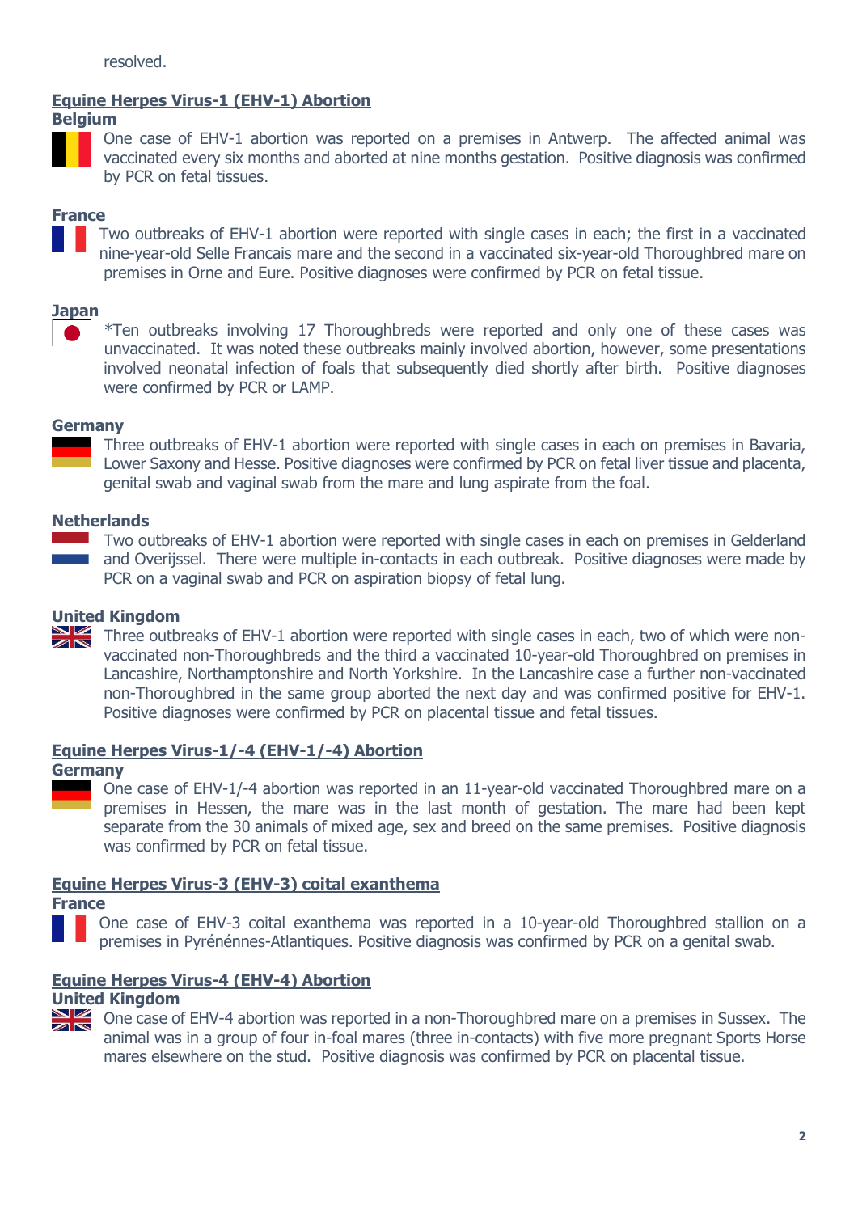resolved.

## Equine Herpes Virus-1 (EHV-1) Abortion

### Belgium

One case of EHV-1 abortion was reported on a premises in Antwerp. The affected animal was vaccinated every six months and aborted at nine months gestation. Positive diagnosis was confirmed by PCR on fetal tissues.

### France

Two outbreaks of EHV-1 abortion were reported with single cases in each; the first in a vaccinated nine-year-old Selle Francais mare and the second in a vaccinated six-year-old Thoroughbred mare on premises in Orne and Eure. Positive diagnoses were confirmed by PCR on fetal tissue.

### Japan

*Ten outbreaks involving 17 Thoroughbreds were reported and only one of these cases was unvaccinated. It was noted these outbreaks mainly involved abortion, however, some presentations involved neonatal infection of foals that subsequently died shortly after birth. Positive diagnoses were confirmed by PCR or LAMP.

### Germany

Three outbreaks of EHV-1 abortion were reported with single cases in each on premises in Bavaria, Lower Saxony and Hesse. Positive diagnoses were confirmed by PCR on fetal liver tissue and placenta, genital swab and vaginal swab from the mare and lung aspirate from the foal.

### Netherlands

Two outbreaks of EHV-1 abortion were reported with single cases in each on premises in Gelderland and Overijssel. There were multiple in-contacts in each outbreak. Positive diagnoses were made by PCR on a vaginal swab and PCR on aspiration biopsy of fetal lung.

### United Kingdom

Three outbreaks of EHV-1 abortion were reported with single cases in each, two of which were non-vaccinated non-Thoroughbreds and the third a vaccinated 10-year-old Thoroughbred on premises in Lancashire, Northamptonshire and North Yorkshire. In the Lancashire case a further non-vaccinated non-Thoroughbred in the same group aborted the next day and was confirmed positive for EHV-1. Positive diagnoses were confirmed by PCR on placental tissue and fetal tissues.

## Equine Herpes Virus-1/-4 (EHV-1/-4) Abortion

### Germany

One case of EHV-1/-4 abortion was reported in an 11-year-old vaccinated Thoroughbred mare on a premises in Hessen, the mare was in the last month of gestation. The mare had been kept separate from the 30 animals of mixed age, sex and breed on the same premises. Positive diagnosis was confirmed by PCR on fetal tissue.

## Equine Herpes Virus-3 (EHV-3) coital exanthema

### France

One case of EHV-3 coital exanthema was reported in a 10-year-old Thoroughbred stallion on a premises in Pyrénénnes-Atlantiques. Positive diagnosis was confirmed by PCR on a genital swab.

## Equine Herpes Virus-4 (EHV-4) Abortion

### United Kingdom

One case of EHV-4 abortion was reported in a non-Thoroughbred mare on a premises in Sussex. The animal was in a group of four in-foal mares (three in-contacts) with five more pregnant Sports Horse mares elsewhere on the stud. Positive diagnosis was confirmed by PCR on placental tissue.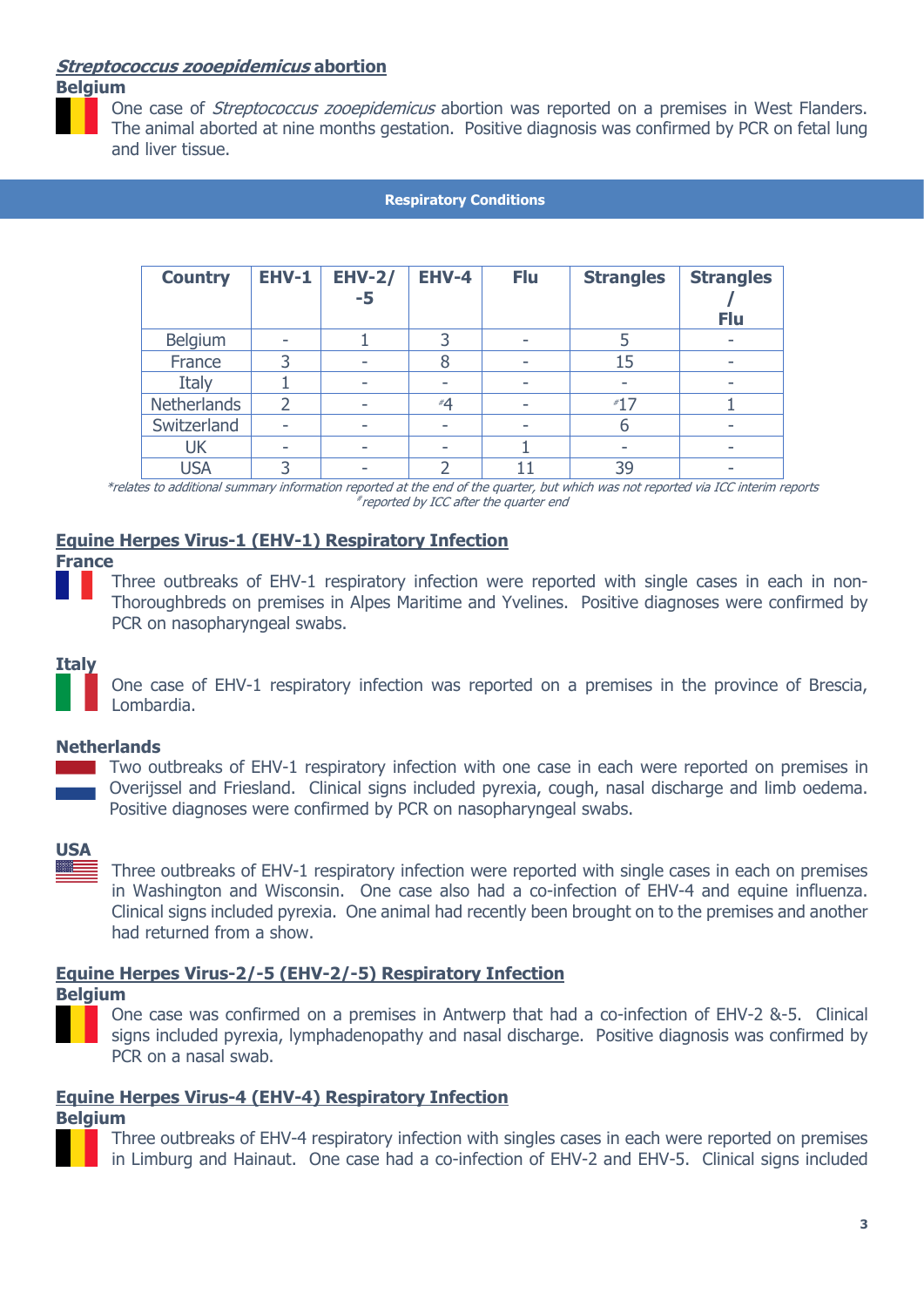## *Streptococcus zooepidemicus* abortion

**Belgium**

One case of *Streptococcus zooepidemicus* abortion was reported on a premises in West Flanders. The animal aborted at nine months gestation. Positive diagnosis was confirmed by PCR on fetal lung and liver tissue.

## Respiratory Conditions

| Country | EHV-1 | EHV-2/-5 | EHV-4 | Flu | Strangles | Strangles / Flu |
|---|---|---|---|---|---|---|
| Belgium | - | 1 | 3 | - | 5 | - |
| France | 3 | - | 8 | - | 15 | - |
| Italy | 1 | - | - | - | - | - |
| Netherlands | 2 | - | #4 | - | #17 | 1 |
| Switzerland | - | - | - | - | 6 | - |
| UK | - | - | - | 1 | - | - |
| USA | 3 | - | 2 | 11 | 39 | - |

*relates to additional summary information reported at the end of the quarter, but which was not reported via ICC interim reports
#reported by ICC after the quarter end

## Equine Herpes Virus-1 (EHV-1) Respiratory Infection

**France**

Three outbreaks of EHV-1 respiratory infection were reported with single cases in each in non-Thoroughbreds on premises in Alpes Maritime and Yvelines. Positive diagnoses were confirmed by PCR on nasopharyngeal swabs.

**Italy**

One case of EHV-1 respiratory infection was reported on a premises in the province of Brescia, Lombardia.

**Netherlands**

Two outbreaks of EHV-1 respiratory infection with one case in each were reported on premises in Overijssel and Friesland. Clinical signs included pyrexia, cough, nasal discharge and limb oedema. Positive diagnoses were confirmed by PCR on nasopharyngeal swabs.

**USA**

Three outbreaks of EHV-1 respiratory infection were reported with single cases in each on premises in Washington and Wisconsin. One case also had a co-infection of EHV-4 and equine influenza. Clinical signs included pyrexia. One animal had recently been brought on to the premises and another had returned from a show.

## Equine Herpes Virus-2/-5 (EHV-2/-5) Respiratory Infection

**Belgium**

One case was confirmed on a premises in Antwerp that had a co-infection of EHV-2 &-5. Clinical signs included pyrexia, lymphadenopathy and nasal discharge. Positive diagnosis was confirmed by PCR on a nasal swab.

## Equine Herpes Virus-4 (EHV-4) Respiratory Infection

**Belgium**

Three outbreaks of EHV-4 respiratory infection with singles cases in each were reported on premises in Limburg and Hainaut. One case had a co-infection of EHV-2 and EHV-5. Clinical signs included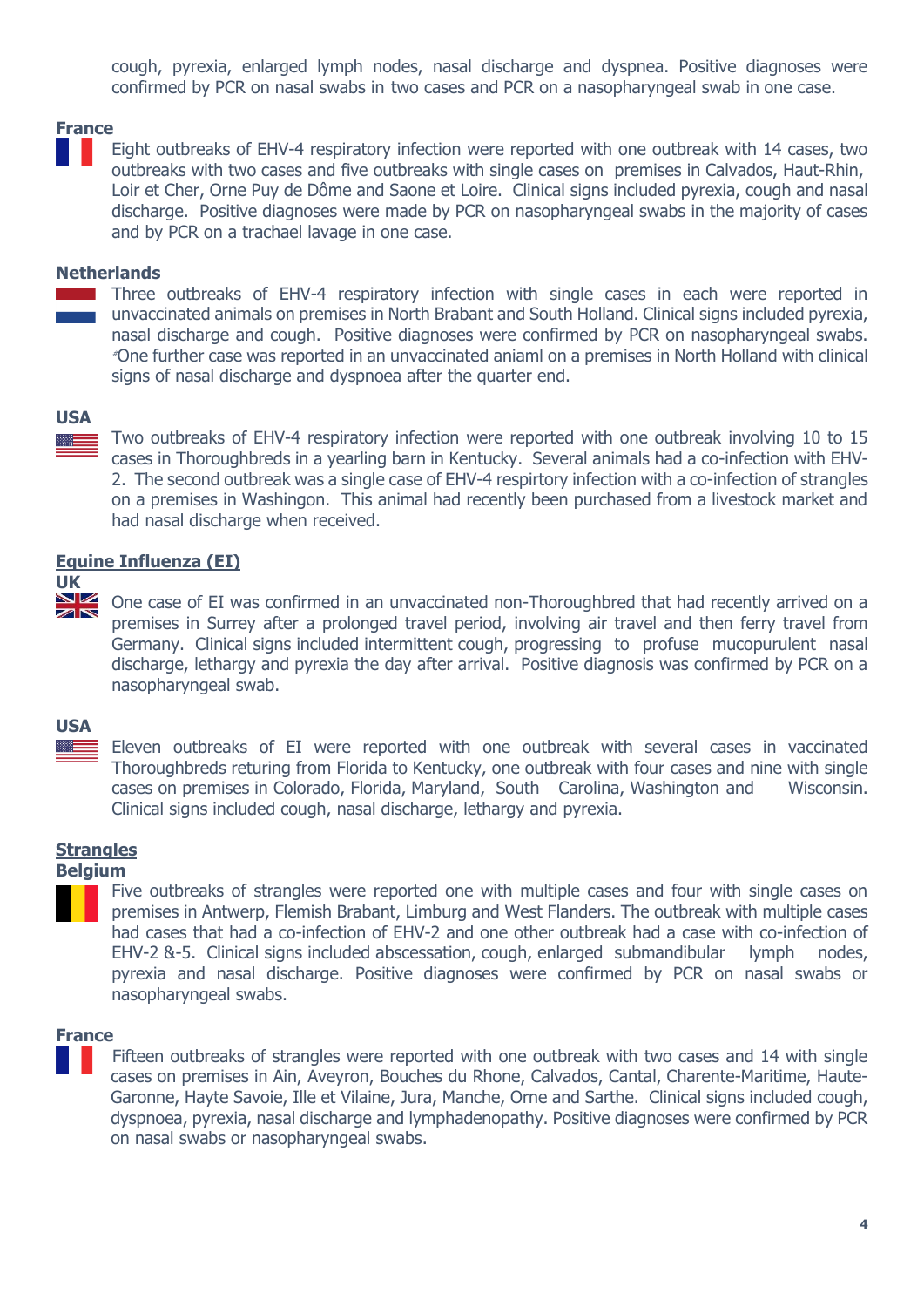cough, pyrexia, enlarged lymph nodes, nasal discharge and dyspnea. Positive diagnoses were confirmed by PCR on nasal swabs in two cases and PCR on a nasopharyngeal swab in one case.

**France**

Eight outbreaks of EHV-4 respiratory infection were reported with one outbreak with 14 cases, two outbreaks with two cases and five outbreaks with single cases on premises in Calvados, Haut-Rhin, Loir et Cher, Orne Puy de Dôme and Saone et Loire. Clinical signs included pyrexia, cough and nasal discharge. Positive diagnoses were made by PCR on nasopharyngeal swabs in the majority of cases and by PCR on a trachael lavage in one case.

**Netherlands**

Three outbreaks of EHV-4 respiratory infection with single cases in each were reported in unvaccinated animals on premises in North Brabant and South Holland. Clinical signs included pyrexia, nasal discharge and cough. Positive diagnoses were confirmed by PCR on nasopharyngeal swabs. #One further case was reported in an unvaccinated aniaml on a premises in North Holland with clinical signs of nasal discharge and dyspnoea after the quarter end.

**USA**

Two outbreaks of EHV-4 respiratory infection were reported with one outbreak involving 10 to 15 cases in Thoroughbreds in a yearling barn in Kentucky. Several animals had a co-infection with EHV-2. The second outbreak was a single case of EHV-4 respirtory infection with a co-infection of strangles on a premises in Washingon. This animal had recently been purchased from a livestock market and had nasal discharge when received.

## Equine Influenza (EI)

**UK**

One case of EI was confirmed in an unvaccinated non-Thoroughbred that had recently arrived on a premises in Surrey after a prolonged travel period, involving air travel and then ferry travel from Germany. Clinical signs included intermittent cough, progressing to profuse mucopurulent nasal discharge, lethargy and pyrexia the day after arrival. Positive diagnosis was confirmed by PCR on a nasopharyngeal swab.

**USA**

Eleven outbreaks of EI were reported with one outbreak with several cases in vaccinated Thoroughbreds returing from Florida to Kentucky, one outbreak with four cases and nine with single cases on premises in Colorado, Florida, Maryland, South Carolina, Washington and Wisconsin. Clinical signs included cough, nasal discharge, lethargy and pyrexia.

## Strangles

**Belgium**

Five outbreaks of strangles were reported one with multiple cases and four with single cases on premises in Antwerp, Flemish Brabant, Limburg and West Flanders. The outbreak with multiple cases had cases that had a co-infection of EHV-2 and one other outbreak had a case with co-infection of EHV-2 &-5. Clinical signs included abscessation, cough, enlarged submandibular lymph nodes, pyrexia and nasal discharge. Positive diagnoses were confirmed by PCR on nasal swabs or nasopharyngeal swabs.

**France**

Fifteen outbreaks of strangles were reported with one outbreak with two cases and 14 with single cases on premises in Ain, Aveyron, Bouches du Rhone, Calvados, Cantal, Charente-Maritime, Haute-Garonne, Hayte Savoie, Ille et Vilaine, Jura, Manche, Orne and Sarthe. Clinical signs included cough, dyspnoea, pyrexia, nasal discharge and lymphadenopathy. Positive diagnoses were confirmed by PCR on nasal swabs or nasopharyngeal swabs.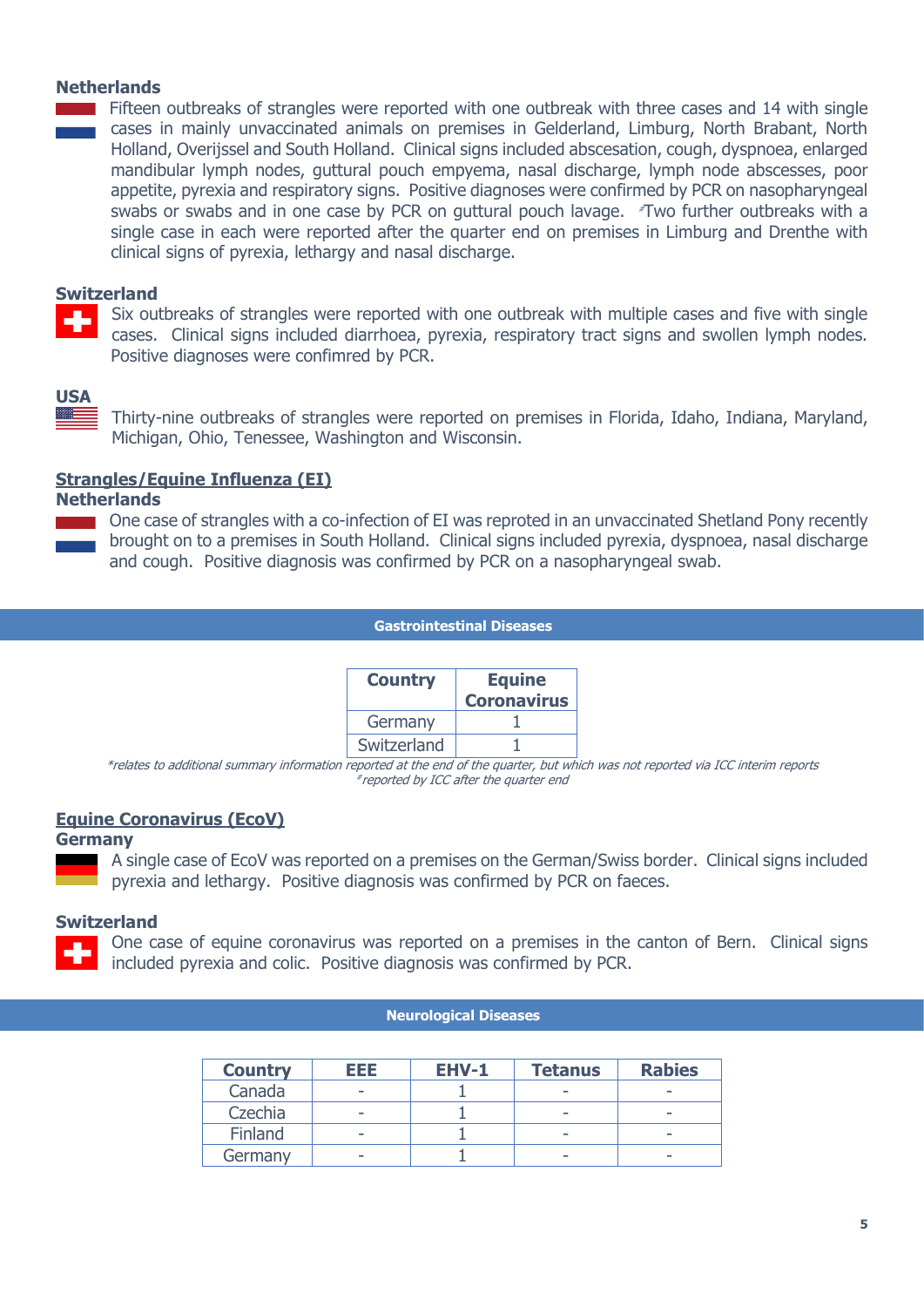### Netherlands

Fifteen outbreaks of strangles were reported with one outbreak with three cases and 14 with single cases in mainly unvaccinated animals on premises in Gelderland, Limburg, North Brabant, North Holland, Overijssel and South Holland. Clinical signs included abscesation, cough, dyspnoea, enlarged mandibular lymph nodes, guttural pouch empyema, nasal discharge, lymph node abscesses, poor appetite, pyrexia and respiratory signs. Positive diagnoses were confirmed by PCR on nasopharyngeal swabs or swabs and in one case by PCR on guttural pouch lavage. #Two further outbreaks with a single case in each were reported after the quarter end on premises in Limburg and Drenthe with clinical signs of pyrexia, lethargy and nasal discharge.

### Switzerland

Six outbreaks of strangles were reported with one outbreak with multiple cases and five with single cases. Clinical signs included diarrhoea, pyrexia, respiratory tract signs and swollen lymph nodes. Positive diagnoses were confimred by PCR.

### USA

Thirty-nine outbreaks of strangles were reported on premises in Florida, Idaho, Indiana, Maryland, Michigan, Ohio, Tenessee, Washington and Wisconsin.

## Strangles/Equine Influenza (EI)

### Netherlands

One case of strangles with a co-infection of EI was reproted in an unvaccinated Shetland Pony recently brought on to a premises in South Holland. Clinical signs included pyrexia, dyspnoea, nasal discharge and cough. Positive diagnosis was confirmed by PCR on a nasopharyngeal swab.

## Gastrointestinal Diseases

| Country | Equine Coronavirus |
|---|---|
| Germany | 1 |
| Switzerland | 1 |

*relates to additional summary information reported at the end of the quarter, but which was not reported via ICC interim reports
#reported by ICC after the quarter end

## Equine Coronavirus (EcoV)

### Germany

A single case of EcoV was reported on a premises on the German/Swiss border. Clinical signs included pyrexia and lethargy. Positive diagnosis was confirmed by PCR on faeces.

### Switzerland

One case of equine coronavirus was reported on a premises in the canton of Bern. Clinical signs included pyrexia and colic. Positive diagnosis was confirmed by PCR.

## Neurological Diseases

| Country | EEE | EHV-1 | Tetanus | Rabies |
|---|---|---|---|---|
| Canada | - | 1 | - | - |
| Czechia | - | 1 | - | - |
| Finland | - | 1 | - | - |
| Germany | - | 1 | - | - |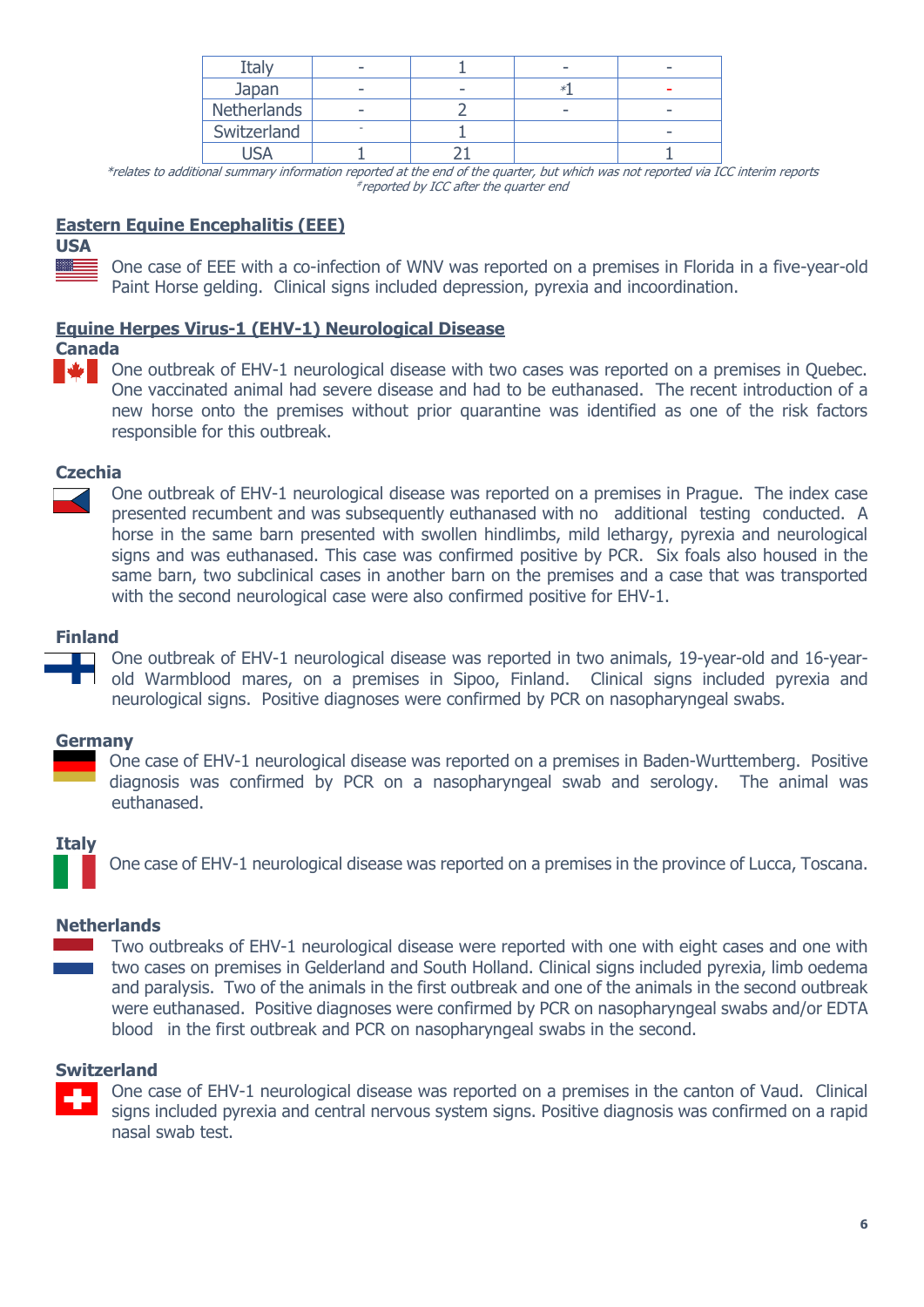| Italy | - | 1 | - | - |
|---|---|---|---|---|
| Japan | - | - | *1 | - |
| Netherlands | - | 2 | - | - |
| Switzerland | - | 1 | | - |
| USA | 1 | 21 | | 1 |

*relates to additional summary information reported at the end of the quarter, but which was not reported via ICC interim reports
#reported by ICC after the quarter end

## Eastern Equine Encephalitis (EEE)

### USA

One case of EEE with a co-infection of WNV was reported on a premises in Florida in a five-year-old Paint Horse gelding. Clinical signs included depression, pyrexia and incoordination.

## Equine Herpes Virus-1 (EHV-1) Neurological Disease

### Canada

One outbreak of EHV-1 neurological disease with two cases was reported on a premises in Quebec. One vaccinated animal had severe disease and had to be euthanased. The recent introduction of a new horse onto the premises without prior quarantine was identified as one of the risk factors responsible for this outbreak.

### Czechia

One outbreak of EHV-1 neurological disease was reported on a premises in Prague. The index case presented recumbent and was subsequently euthanased with no additional testing conducted. A horse in the same barn presented with swollen hindlimbs, mild lethargy, pyrexia and neurological signs and was euthanased. This case was confirmed positive by PCR. Six foals also housed in the same barn, two subclinical cases in another barn on the premises and a case that was transported with the second neurological case were also confirmed positive for EHV-1.

### Finland

One outbreak of EHV-1 neurological disease was reported in two animals, 19-year-old and 16-year-old Warmblood mares, on a premises in Sipoo, Finland. Clinical signs included pyrexia and neurological signs. Positive diagnoses were confirmed by PCR on nasopharyngeal swabs.

### Germany

One case of EHV-1 neurological disease was reported on a premises in Baden-Wurttemberg. Positive diagnosis was confirmed by PCR on a nasopharyngeal swab and serology. The animal was euthanased.

### Italy

One case of EHV-1 neurological disease was reported on a premises in the province of Lucca, Toscana.

### Netherlands

Two outbreaks of EHV-1 neurological disease were reported with one with eight cases and one with two cases on premises in Gelderland and South Holland. Clinical signs included pyrexia, limb oedema and paralysis. Two of the animals in the first outbreak and one of the animals in the second outbreak were euthanased. Positive diagnoses were confirmed by PCR on nasopharyngeal swabs and/or EDTA blood in the first outbreak and PCR on nasopharyngeal swabs in the second.

### Switzerland

One case of EHV-1 neurological disease was reported on a premises in the canton of Vaud. Clinical signs included pyrexia and central nervous system signs. Positive diagnosis was confirmed on a rapid nasal swab test.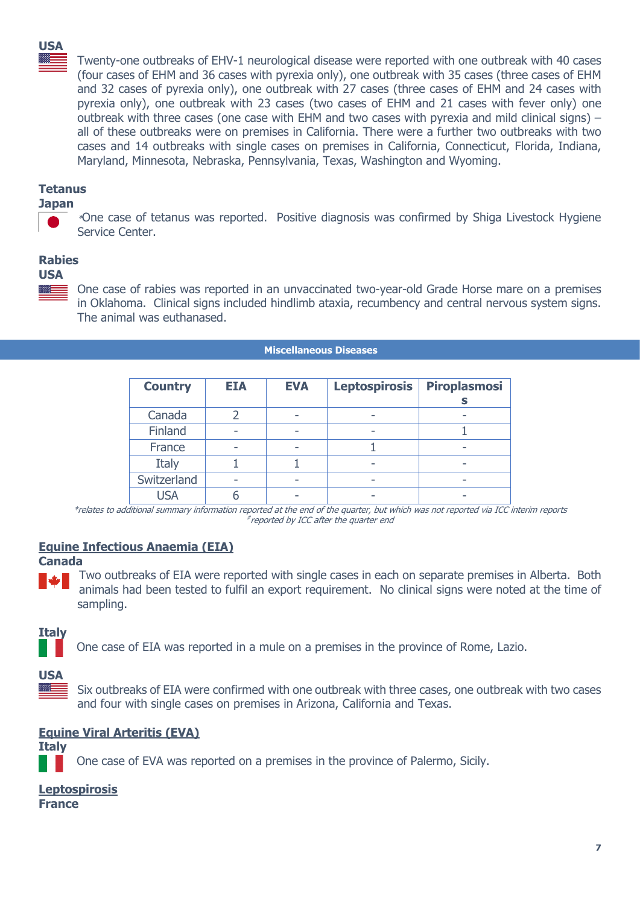**USA**

Twenty-one outbreaks of EHV-1 neurological disease were reported with one outbreak with 40 cases (four cases of EHM and 36 cases with pyrexia only), one outbreak with 35 cases (three cases of EHM and 32 cases of pyrexia only), one outbreak with 27 cases (three cases of EHM and 24 cases with pyrexia only), one outbreak with 23 cases (two cases of EHM and 21 cases with fever only) one outbreak with three cases (one case with EHM and two cases with pyrexia and mild clinical signs) – all of these outbreaks were on premises in California. There were a further two outbreaks with two cases and 14 outbreaks with single cases on premises in California, Connecticut, Florida, Indiana, Maryland, Minnesota, Nebraska, Pennsylvania, Texas, Washington and Wyoming.

**Tetanus**

**Japan**

*One case of tetanus was reported. Positive diagnosis was confirmed by Shiga Livestock Hygiene Service Center.

**Rabies**

**USA**

One case of rabies was reported in an unvaccinated two-year-old Grade Horse mare on a premises in Oklahoma. Clinical signs included hindlimb ataxia, recumbency and central nervous system signs. The animal was euthanased.

## Miscellaneous Diseases

| Country | EIA | EVA | Leptospirosis | Piroplasmosis |
|---|---|---|---|---|
| Canada | 2 | - | - | - |
| Finland | - | - | - | 1 |
| France | - | - | 1 | - |
| Italy | 1 | 1 | - | - |
| Switzerland | - | - | - | - |
| USA | 6 | - | - | - |

*relates to additional summary information reported at the end of the quarter, but which was not reported via ICC interim reports
#reported by ICC after the quarter end

### Equine Infectious Anaemia (EIA)

**Canada**

Two outbreaks of EIA were reported with single cases in each on separate premises in Alberta. Both animals had been tested to fulfil an export requirement. No clinical signs were noted at the time of sampling.

**Italy**

One case of EIA was reported in a mule on a premises in the province of Rome, Lazio.

**USA**

Six outbreaks of EIA were confirmed with one outbreak with three cases, one outbreak with two cases and four with single cases on premises in Arizona, California and Texas.

### Equine Viral Arteritis (EVA)

**Italy**

One case of EVA was reported on a premises in the province of Palermo, Sicily.

### Leptospirosis

**France**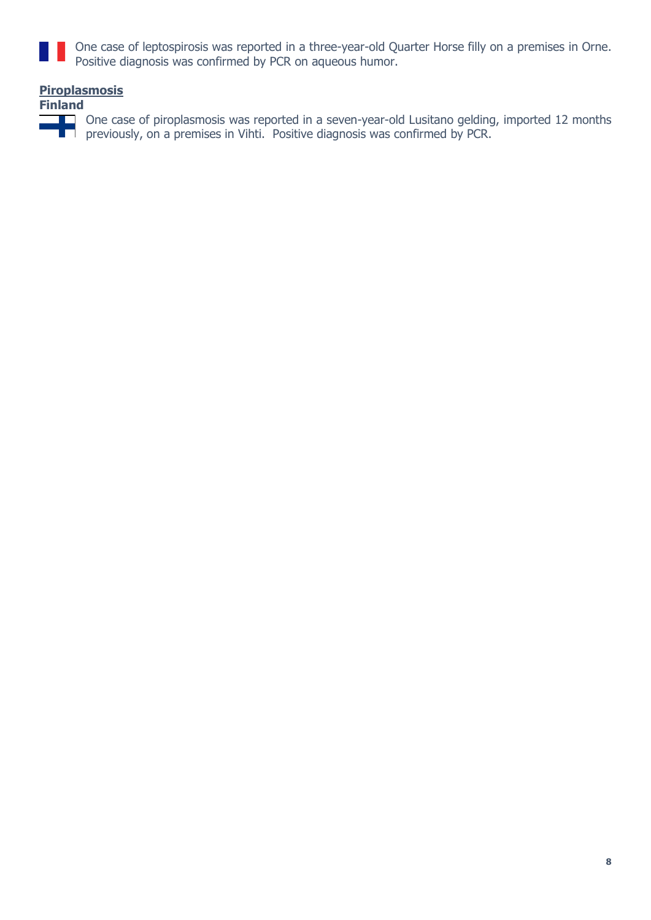One case of leptospirosis was reported in a three-year-old Quarter Horse filly on a premises in Orne. Positive diagnosis was confirmed by PCR on aqueous humor.

**Piroplasmosis**

**Finland**

One case of piroplasmosis was reported in a seven-year-old Lusitano gelding, imported 12 months previously, on a premises in Vihti. Positive diagnosis was confirmed by PCR.